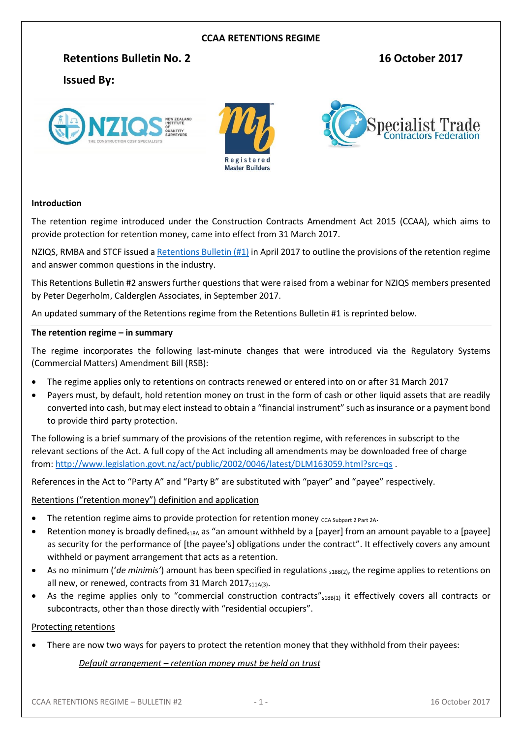# CCAA RETENTIONS REGIME

## Retentions Bulletin No. 2 — 16 October 2017

**Issued By:**

NZIQS · Registered Master Builders · Specialist Trade Contractors Federation

### Introduction

The retention regime introduced under the Construction Contracts Amendment Act 2015 (CCAA), which aims to provide protection for retention money, came into effect from 31 March 2017.

NZIQS, RMBA and STCF issued a Retentions Bulletin (#1) in April 2017 to outline the provisions of the retention regime and answer common questions in the industry.

This Retentions Bulletin #2 answers further questions that were raised from a webinar for NZIQS members presented by Peter Degerholm, Calderglen Associates, in September 2017.

An updated summary of the Retentions regime from the Retentions Bulletin #1 is reprinted below.

### The retention regime – in summary

The regime incorporates the following last-minute changes that were introduced via the Regulatory Systems (Commercial Matters) Amendment Bill (RSB):

- The regime applies only to retentions on contracts renewed or entered into on or after 31 March 2017
- Payers must, by default, hold retention money on trust in the form of cash or other liquid assets that are readily converted into cash, but may elect instead to obtain a "financial instrument" such as insurance or a payment bond to provide third party protection.

The following is a brief summary of the provisions of the retention regime, with references in subscript to the relevant sections of the Act. A full copy of the Act including all amendments may be downloaded free of charge from: http://www.legislation.govt.nz/act/public/2002/0046/latest/DLM163059.html?src=qs .

References in the Act to "Party A" and "Party B" are substituted with "payer" and "payee" respectively.

<u>Retentions ("retention money") definition and application</u>

- The retention regime aims to provide protection for retention money $_{\text{CCA Subpart 2 Part 2A}}$.
- Retention money is broadly defined$_{\text{s18A}}$ as "an amount withheld by a [payer] from an amount payable to a [payee] as security for the performance of [the payee's] obligations under the contract". It effectively covers any amount withheld or payment arrangement that acts as a retention.
- As no minimum ('*de minimis'*) amount has been specified in regulations $_{\text{s18B(2)}}$, the regime applies to retentions on all new, or renewed, contracts from 31 March 2017$_{\text{s11A(3)}}$.
- As the regime applies only to "commercial construction contracts"$_{\text{s18B(1)}}$ it effectively covers all contracts or subcontracts, other than those directly with "residential occupiers".

<u>Protecting retentions</u>

- There are now two ways for payers to protect the retention money that they withhold from their payees:

  <u>*Default arrangement – retention money must be held on trust*</u>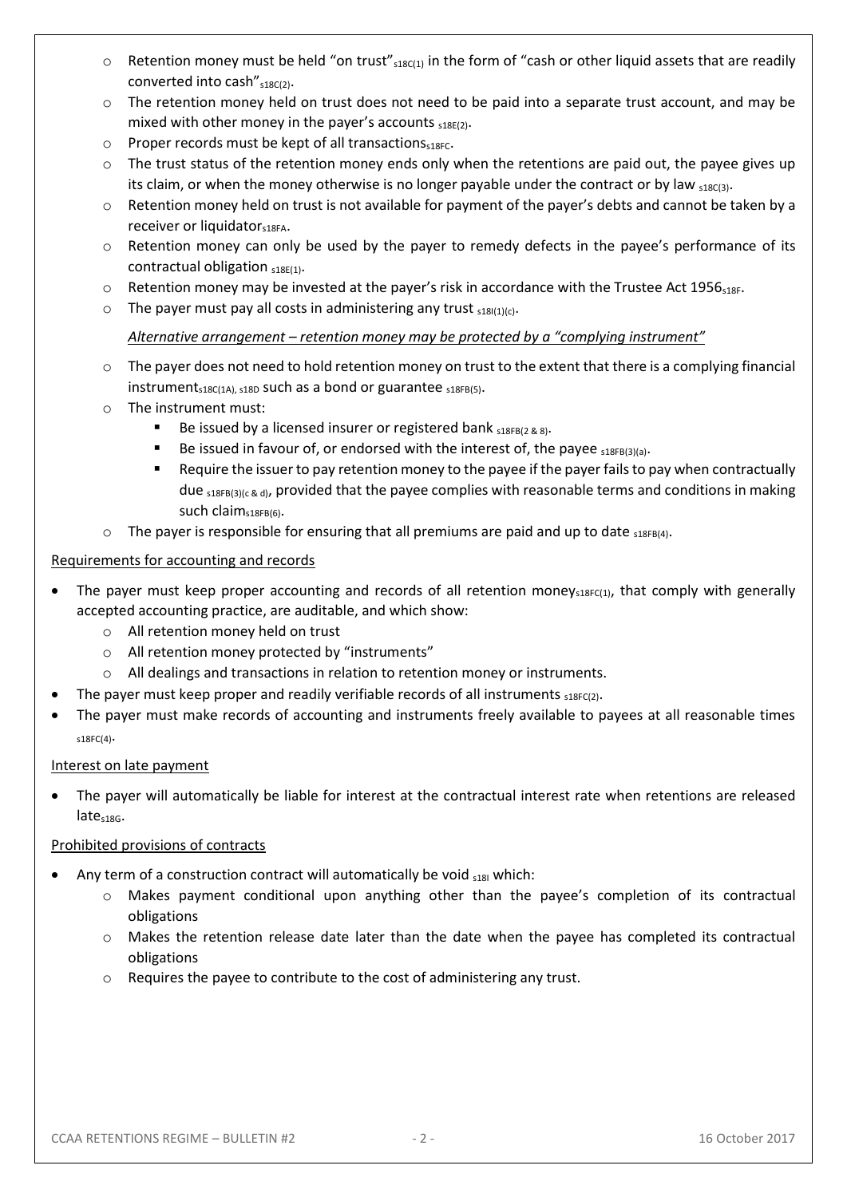- Retention money must be held "on trust" s18C(1) in the form of "cash or other liquid assets that are readily converted into cash" s18C(2).
- The retention money held on trust does not need to be paid into a separate trust account, and may be mixed with other money in the payer's accounts s18E(2).
- Proper records must be kept of all transactions s18FC.
- The trust status of the retention money ends only when the retentions are paid out, the payee gives up its claim, or when the money otherwise is no longer payable under the contract or by law s18C(3).
- Retention money held on trust is not available for payment of the payer's debts and cannot be taken by a receiver or liquidator s18FA.
- Retention money can only be used by the payer to remedy defects in the payee's performance of its contractual obligation s18E(1).
- Retention money may be invested at the payer's risk in accordance with the Trustee Act 1956 s18F.
- The payer must pay all costs in administering any trust s18I(1)(c).

*Alternative arrangement – retention money may be protected by a "complying instrument"*

- The payer does not need to hold retention money on trust to the extent that there is a complying financial instrument s18C(1A), s18D such as a bond or guarantee s18FB(5).
- The instrument must:
  - Be issued by a licensed insurer or registered bank s18FB(2 & 8).
  - Be issued in favour of, or endorsed with the interest of, the payee s18FB(3)(a).
  - Require the issuer to pay retention money to the payee if the payer fails to pay when contractually due s18FB(3)(c & d), provided that the payee complies with reasonable terms and conditions in making such claim s18FB(6).
- The payer is responsible for ensuring that all premiums are paid and up to date s18FB(4).

Requirements for accounting and records

- The payer must keep proper accounting and records of all retention money s18FC(1), that comply with generally accepted accounting practice, are auditable, and which show:
  - All retention money held on trust
  - All retention money protected by "instruments"
  - All dealings and transactions in relation to retention money or instruments.
- The payer must keep proper and readily verifiable records of all instruments s18FC(2).
- The payer must make records of accounting and instruments freely available to payees at all reasonable times s18FC(4).

Interest on late payment

- The payer will automatically be liable for interest at the contractual interest rate when retentions are released late s18G.

Prohibited provisions of contracts

- Any term of a construction contract will automatically be void s18I which:
  - Makes payment conditional upon anything other than the payee's completion of its contractual obligations
  - Makes the retention release date later than the date when the payee has completed its contractual obligations
  - Requires the payee to contribute to the cost of administering any trust.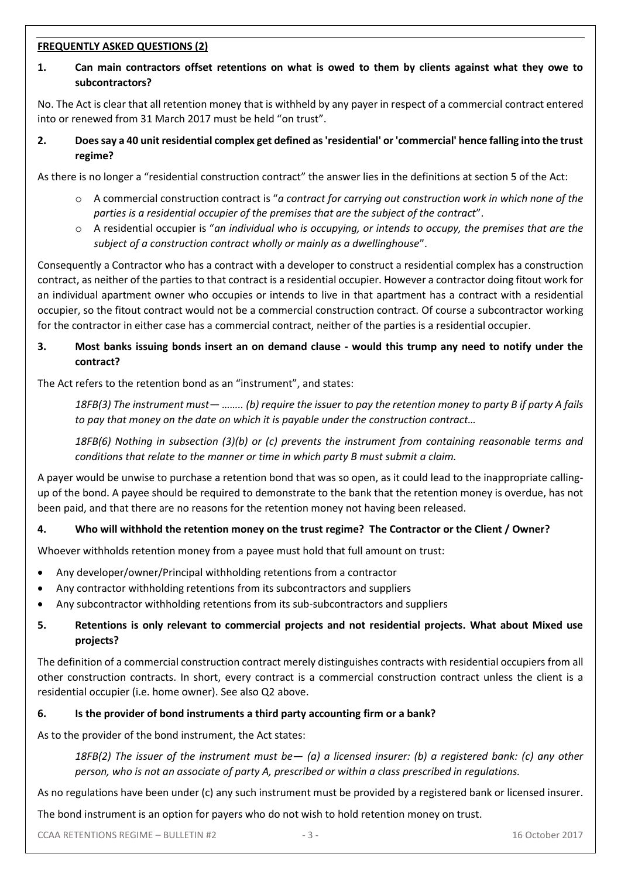## FREQUENTLY ASKED QUESTIONS (2)

**1. Can main contractors offset retentions on what is owed to them by clients against what they owe to subcontractors?**

No. The Act is clear that all retention money that is withheld by any payer in respect of a commercial contract entered into or renewed from 31 March 2017 must be held "on trust".

**2. Does say a 40 unit residential complex get defined as 'residential' or 'commercial' hence falling into the trust regime?**

As there is no longer a "residential construction contract" the answer lies in the definitions at section 5 of the Act:

- A commercial construction contract is "*a contract for carrying out construction work in which none of the parties is a residential occupier of the premises that are the subject of the contract*".
- A residential occupier is "*an individual who is occupying, or intends to occupy, the premises that are the subject of a construction contract wholly or mainly as a dwellinghouse*".

Consequently a Contractor who has a contract with a developer to construct a residential complex has a construction contract, as neither of the parties to that contract is a residential occupier. However a contractor doing fitout work for an individual apartment owner who occupies or intends to live in that apartment has a contract with a residential occupier, so the fitout contract would not be a commercial construction contract. Of course a subcontractor working for the contractor in either case has a commercial contract, neither of the parties is a residential occupier.

**3. Most banks issuing bonds insert an on demand clause - would this trump any need to notify under the contract?**

The Act refers to the retention bond as an "instrument", and states:

> *18FB(3) The instrument must— …….. (b) require the issuer to pay the retention money to party B if party A fails to pay that money on the date on which it is payable under the construction contract…*
>
> *18FB(6) Nothing in subsection (3)(b) or (c) prevents the instrument from containing reasonable terms and conditions that relate to the manner or time in which party B must submit a claim.*

A payer would be unwise to purchase a retention bond that was so open, as it could lead to the inappropriate calling-up of the bond. A payee should be required to demonstrate to the bank that the retention money is overdue, has not been paid, and that there are no reasons for the retention money not having been released.

**4. Who will withhold the retention money on the trust regime? The Contractor or the Client / Owner?**

Whoever withholds retention money from a payee must hold that full amount on trust:

- Any developer/owner/Principal withholding retentions from a contractor
- Any contractor withholding retentions from its subcontractors and suppliers
- Any subcontractor withholding retentions from its sub-subcontractors and suppliers

**5. Retentions is only relevant to commercial projects and not residential projects. What about Mixed use projects?**

The definition of a commercial construction contract merely distinguishes contracts with residential occupiers from all other construction contracts. In short, every contract is a commercial construction contract unless the client is a residential occupier (i.e. home owner). See also Q2 above.

**6. Is the provider of bond instruments a third party accounting firm or a bank?**

As to the provider of the bond instrument, the Act states:

> *18FB(2) The issuer of the instrument must be— (a) a licensed insurer: (b) a registered bank: (c) any other person, who is not an associate of party A, prescribed or within a class prescribed in regulations.*

As no regulations have been under (c) any such instrument must be provided by a registered bank or licensed insurer.

The bond instrument is an option for payers who do not wish to hold retention money on trust.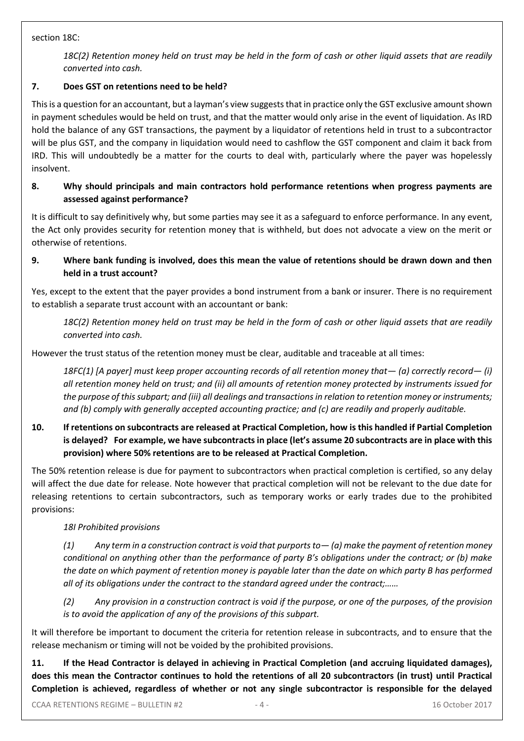section 18C:

> *18C(2) Retention money held on trust may be held in the form of cash or other liquid assets that are readily converted into cash.*

**7. Does GST on retentions need to be held?**

This is a question for an accountant, but a layman's view suggests that in practice only the GST exclusive amount shown in payment schedules would be held on trust, and that the matter would only arise in the event of liquidation. As IRD hold the balance of any GST transactions, the payment by a liquidator of retentions held in trust to a subcontractor will be plus GST, and the company in liquidation would need to cashflow the GST component and claim it back from IRD. This will undoubtedly be a matter for the courts to deal with, particularly where the payer was hopelessly insolvent.

**8. Why should principals and main contractors hold performance retentions when progress payments are assessed against performance?**

It is difficult to say definitively why, but some parties may see it as a safeguard to enforce performance. In any event, the Act only provides security for retention money that is withheld, but does not advocate a view on the merit or otherwise of retentions.

**9. Where bank funding is involved, does this mean the value of retentions should be drawn down and then held in a trust account?**

Yes, except to the extent that the payer provides a bond instrument from a bank or insurer. There is no requirement to establish a separate trust account with an accountant or bank:

> *18C(2) Retention money held on trust may be held in the form of cash or other liquid assets that are readily converted into cash.*

However the trust status of the retention money must be clear, auditable and traceable at all times:

> *18FC(1) [A payer] must keep proper accounting records of all retention money that— (a) correctly record— (i) all retention money held on trust; and (ii) all amounts of retention money protected by instruments issued for the purpose of this subpart; and (iii) all dealings and transactions in relation to retention money or instruments; and (b) comply with generally accepted accounting practice; and (c) are readily and properly auditable.*

**10. If retentions on subcontracts are released at Practical Completion, how is this handled if Partial Completion is delayed? For example, we have subcontracts in place (let's assume 20 subcontracts are in place with this provision) where 50% retentions are to be released at Practical Completion.**

The 50% retention release is due for payment to subcontractors when practical completion is certified, so any delay will affect the due date for release. Note however that practical completion will not be relevant to the due date for releasing retentions to certain subcontractors, such as temporary works or early trades due to the prohibited provisions:

> *18I Prohibited provisions*
>
> *(1) Any term in a construction contract is void that purports to— (a) make the payment of retention money conditional on anything other than the performance of party B's obligations under the contract; or (b) make the date on which payment of retention money is payable later than the date on which party B has performed all of its obligations under the contract to the standard agreed under the contract;……*
>
> *(2) Any provision in a construction contract is void if the purpose, or one of the purposes, of the provision is to avoid the application of any of the provisions of this subpart.*

It will therefore be important to document the criteria for retention release in subcontracts, and to ensure that the release mechanism or timing will not be voided by the prohibited provisions.

**11. If the Head Contractor is delayed in achieving in Practical Completion (and accruing liquidated damages), does this mean the Contractor continues to hold the retentions of all 20 subcontractors (in trust) until Practical Completion is achieved, regardless of whether or not any single subcontractor is responsible for the delayed**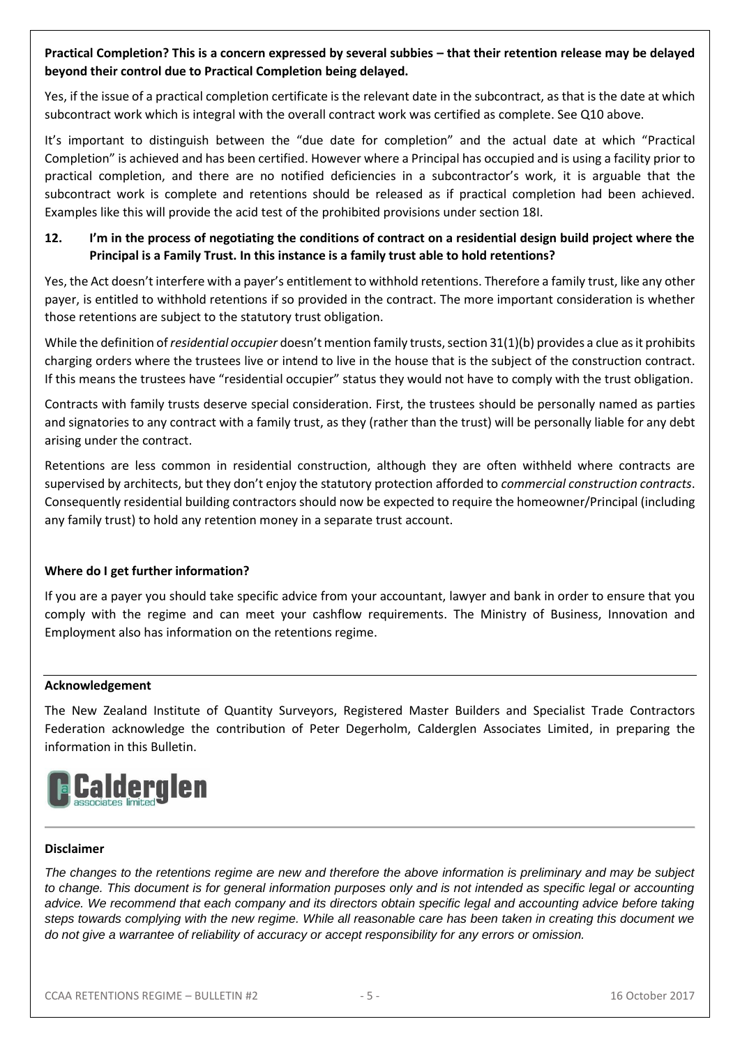**Practical Completion? This is a concern expressed by several subbies – that their retention release may be delayed beyond their control due to Practical Completion being delayed.**

Yes, if the issue of a practical completion certificate is the relevant date in the subcontract, as that is the date at which subcontract work which is integral with the overall contract work was certified as complete. See Q10 above.

It's important to distinguish between the "due date for completion" and the actual date at which "Practical Completion" is achieved and has been certified. However where a Principal has occupied and is using a facility prior to practical completion, and there are no notified deficiencies in a subcontractor's work, it is arguable that the subcontract work is complete and retentions should be released as if practical completion had been achieved. Examples like this will provide the acid test of the prohibited provisions under section 18I.

**12. I'm in the process of negotiating the conditions of contract on a residential design build project where the Principal is a Family Trust. In this instance is a family trust able to hold retentions?**

Yes, the Act doesn't interfere with a payer's entitlement to withhold retentions. Therefore a family trust, like any other payer, is entitled to withhold retentions if so provided in the contract. The more important consideration is whether those retentions are subject to the statutory trust obligation.

While the definition of *residential occupier* doesn't mention family trusts, section 31(1)(b) provides a clue as it prohibits charging orders where the trustees live or intend to live in the house that is the subject of the construction contract. If this means the trustees have "residential occupier" status they would not have to comply with the trust obligation.

Contracts with family trusts deserve special consideration. First, the trustees should be personally named as parties and signatories to any contract with a family trust, as they (rather than the trust) will be personally liable for any debt arising under the contract.

Retentions are less common in residential construction, although they are often withheld where contracts are supervised by architects, but they don't enjoy the statutory protection afforded to *commercial construction contracts*. Consequently residential building contractors should now be expected to require the homeowner/Principal (including any family trust) to hold any retention money in a separate trust account.

**Where do I get further information?**

If you are a payer you should take specific advice from your accountant, lawyer and bank in order to ensure that you comply with the regime and can meet your cashflow requirements. The Ministry of Business, Innovation and Employment also has information on the retentions regime.

**Acknowledgement**

The New Zealand Institute of Quantity Surveyors, Registered Master Builders and Specialist Trade Contractors Federation acknowledge the contribution of Peter Degerholm, Calderglen Associates Limited, in preparing the information in this Bulletin.

Calderglen associates limited

**Disclaimer**

*The changes to the retentions regime are new and therefore the above information is preliminary and may be subject to change. This document is for general information purposes only and is not intended as specific legal or accounting advice. We recommend that each company and its directors obtain specific legal and accounting advice before taking steps towards complying with the new regime. While all reasonable care has been taken in creating this document we do not give a warrantee of reliability of accuracy or accept responsibility for any errors or omission.*